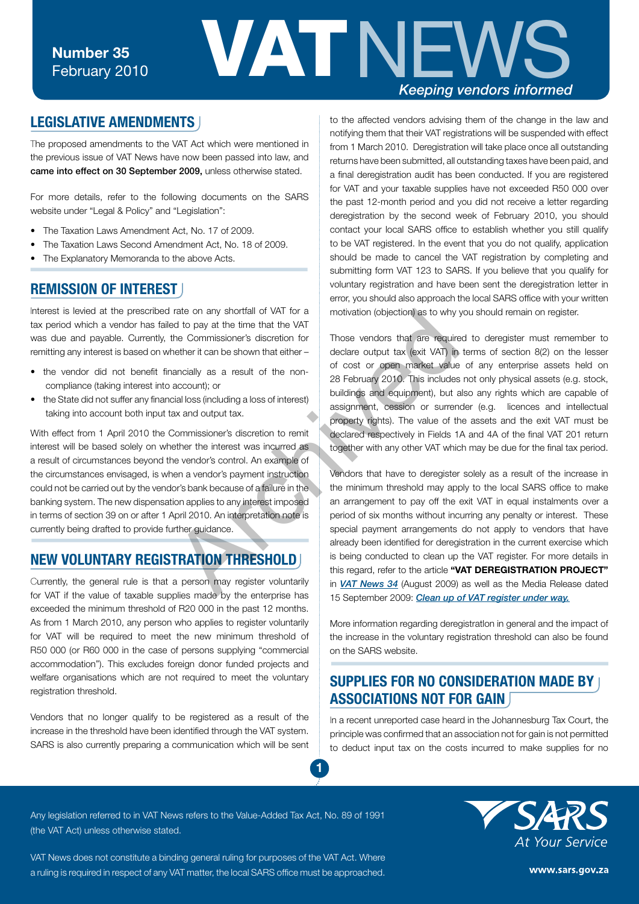# VAT NEWS

**Number 35**
February 2010

*Keeping vendors informed*

## LEGISLATIVE AMENDMENTS

The proposed amendments to the VAT Act which were mentioned in the previous issue of VAT News have now been passed into law, and **came into effect on 30 September 2009,** unless otherwise stated.

For more details, refer to the following documents on the SARS website under "Legal & Policy" and "Legislation":

- The Taxation Laws Amendment Act, No. 17 of 2009.
- The Taxation Laws Second Amendment Act, No. 18 of 2009.
- The Explanatory Memoranda to the above Acts.

## REMISSION OF INTEREST

Interest is levied at the prescribed rate on any shortfall of VAT for a tax period which a vendor has failed to pay at the time that the VAT was due and payable. Currently, the Commissioner's discretion for remitting any interest is based on whether it can be shown that either –

- the vendor did not benefit financially as a result of the non-compliance (taking interest into account); or
- the State did not suffer any financial loss (including a loss of interest) taking into account both input tax and output tax.

With effect from 1 April 2010 the Commissioner's discretion to remit interest will be based solely on whether the interest was incurred as a result of circumstances beyond the vendor's control. An example of the circumstances envisaged, is when a vendor's payment instruction could not be carried out by the vendor's bank because of a failure in the banking system. The new dispensation applies to any interest imposed in terms of section 39 on or after 1 April 2010. An interpretation note is currently being drafted to provide further guidance.

## NEW VOLUNTARY REGISTRATION THRESHOLD

Currently, the general rule is that a person may register voluntarily for VAT if the value of taxable supplies made by the enterprise has exceeded the minimum threshold of R20 000 in the past 12 months. As from 1 March 2010, any person who applies to register voluntarily for VAT will be required to meet the new minimum threshold of R50 000 (or R60 000 in the case of persons supplying "commercial accommodation"). This excludes foreign donor funded projects and welfare organisations which are not required to meet the voluntary registration threshold.

Vendors that no longer qualify to be registered as a result of the increase in the threshold have been identified through the VAT system. SARS is also currently preparing a communication which will be sent to the affected vendors advising them of the change in the law and notifying them that their VAT registrations will be suspended with effect from 1 March 2010. Deregistration will take place once all outstanding returns have been submitted, all outstanding taxes have been paid, and a final deregistration audit has been conducted. If you are registered for VAT and your taxable supplies have not exceeded R50 000 over the past 12-month period and you did not receive a letter regarding deregistration by the second week of February 2010, you should contact your local SARS office to establish whether you still qualify to be VAT registered. In the event that you do not qualify, application should be made to cancel the VAT registration by completing and submitting form VAT 123 to SARS. If you believe that you qualify for voluntary registration and have been sent the deregistration letter in error, you should also approach the local SARS office with your written motivation (objection) as to why you should remain on register.

Those vendors that are required to deregister must remember to declare output tax (exit VAT) in terms of section 8(2) on the lesser of cost or open market value of any enterprise assets held on 28 February 2010. This includes not only physical assets (e.g. stock, buildings and equipment), but also any rights which are capable of assignment, cession or surrender (e.g. licences and intellectual property rights). The value of the assets and the exit VAT must be declared respectively in Fields 1A and 4A of the final VAT 201 return together with any other VAT which may be due for the final tax period.

Vendors that have to deregister solely as a result of the increase in the minimum threshold may apply to the local SARS office to make an arrangement to pay off the exit VAT in equal instalments over a period of six months without incurring any penalty or interest. These special payment arrangements do not apply to vendors that have already been identified for deregistration in the current exercise which is being conducted to clean up the VAT register. For more details in this regard, refer to the article **"VAT DEREGISTRATION PROJECT"** in ***VAT News 34*** (August 2009) as well as the Media Release dated 15 September 2009: ***Clean up of VAT register under way.***

More information regarding deregistration in general and the impact of the increase in the voluntary registration threshold can also be found on the SARS website.

## SUPPLIES FOR NO CONSIDERATION MADE BY ASSOCIATIONS NOT FOR GAIN

In a recent unreported case heard in the Johannesburg Tax Court, the principle was confirmed that an association not for gain is not permitted to deduct input tax on the costs incurred to make supplies for no

Any legislation referred to in VAT News refers to the Value-Added Tax Act, No. 89 of 1991 (the VAT Act) unless otherwise stated.

VAT News does not constitute a binding general ruling for purposes of the VAT Act. Where a ruling is required in respect of any VAT matter, the local SARS office must be approached.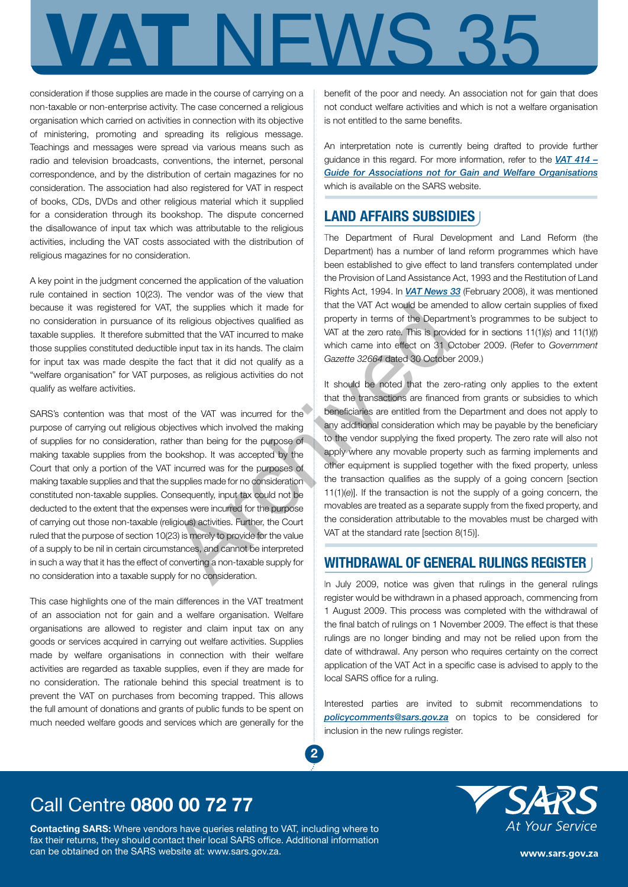consideration if those supplies are made in the course of carrying on a non-taxable or non-enterprise activity. The case concerned a religious organisation which carried on activities in connection with its objective of ministering, promoting and spreading its religious message. Teachings and messages were spread via various means such as radio and television broadcasts, conventions, the internet, personal correspondence, and by the distribution of certain magazines for no consideration. The association had also registered for VAT in respect of books, CDs, DVDs and other religious material which it supplied for a consideration through its bookshop. The dispute concerned the disallowance of input tax which was attributable to the religious activities, including the VAT costs associated with the distribution of religious magazines for no consideration.

A key point in the judgment concerned the application of the valuation rule contained in section 10(23). The vendor was of the view that because it was registered for VAT, the supplies which it made for no consideration in pursuance of its religious objectives qualified as taxable supplies. It therefore submitted that the VAT incurred to make those supplies constituted deductible input tax in its hands. The claim for input tax was made despite the fact that it did not qualify as a "welfare organisation" for VAT purposes, as religious activities do not qualify as welfare activities.

SARS's contention was that most of the VAT was incurred for the purpose of carrying out religious objectives which involved the making of supplies for no consideration, rather than being for the purpose of making taxable supplies from the bookshop. It was accepted by the Court that only a portion of the VAT incurred was for the purposes of making taxable supplies and that the supplies made for no consideration constituted non-taxable supplies. Consequently, input tax could not be deducted to the extent that the expenses were incurred for the purpose of carrying out those non-taxable (religious) activities. Further, the Court ruled that the purpose of section 10(23) is merely to provide for the value of a supply to be nil in certain circumstances, and cannot be interpreted in such a way that it has the effect of converting a non-taxable supply for no consideration into a taxable supply for no consideration.

This case highlights one of the main differences in the VAT treatment of an association not for gain and a welfare organisation. Welfare organisations are allowed to register and claim input tax on any goods or services acquired in carrying out welfare activities. Supplies made by welfare organisations in connection with their welfare activities are regarded as taxable supplies, even if they are made for no consideration. The rationale behind this special treatment is to prevent the VAT on purchases from becoming trapped. This allows the full amount of donations and grants of public funds to be spent on much needed welfare goods and services which are generally for the benefit of the poor and needy. An association not for gain that does not conduct welfare activities and which is not a welfare organisation is not entitled to the same benefits.

An interpretation note is currently being drafted to provide further guidance in this regard. For more information, refer to the ***VAT 414 – Guide for Associations not for Gain and Welfare Organisations*** which is available on the SARS website.

## LAND AFFAIRS SUBSIDIES

The Department of Rural Development and Land Reform (the Department) has a number of land reform programmes which have been established to give effect to land transfers contemplated under the Provision of Land Assistance Act, 1993 and the Restitution of Land Rights Act, 1994. In ***VAT News 33*** (February 2008), it was mentioned that the VAT Act would be amended to allow certain supplies of fixed property in terms of the Department's programmes to be subject to VAT at the zero rate. This is provided for in sections 11(1)(*s*) and 11(1)(*t*) which came into effect on 31 October 2009. (Refer to *Government Gazette 32664* dated 30 October 2009.)

It should be noted that the zero-rating only applies to the extent that the transactions are financed from grants or subsidies to which beneficiaries are entitled from the Department and does not apply to any additional consideration which may be payable by the beneficiary to the vendor supplying the fixed property. The zero rate will also not apply where any movable property such as farming implements and other equipment is supplied together with the fixed property, unless the transaction qualifies as the supply of a going concern [section 11(1)(*e*)]. If the transaction is not the supply of a going concern, the movables are treated as a separate supply from the fixed property, and the consideration attributable to the movables must be charged with VAT at the standard rate [section 8(15)].

## WITHDRAWAL OF GENERAL RULINGS REGISTER

In July 2009, notice was given that rulings in the general rulings register would be withdrawn in a phased approach, commencing from 1 August 2009. This process was completed with the withdrawal of the final batch of rulings on 1 November 2009. The effect is that these rulings are no longer binding and may not be relied upon from the date of withdrawal. Any person who requires certainty on the correct application of the VAT Act in a specific case is advised to apply to the local SARS office for a ruling.

Interested parties are invited to submit recommendations to ***policycomments@sars.gov.za*** on topics to be considered for inclusion in the new rulings register.

Call Centre **0800 00 72 77**

**Contacting SARS:** Where vendors have queries relating to VAT, including where to fax their returns, they should contact their local SARS office. Additional information can be obtained on the SARS website at: www.sars.gov.za.